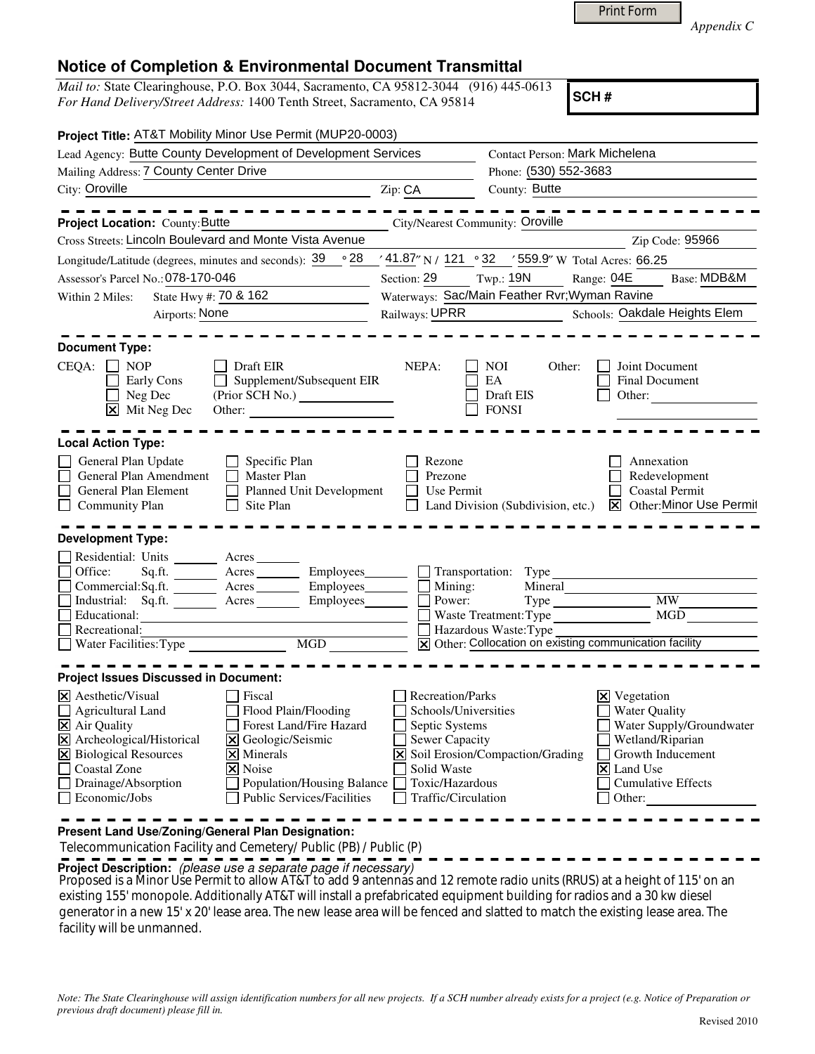Print Form

*Appendix C*

# Notice of Completion & Environmental Document Transmittal

*Mail to:* State Clearinghouse, P.O. Box 3044, Sacramento, CA 95812-3044 (916) 445-0613
*For Hand Delivery/Street Address:* 1400 Tenth Street, Sacramento, CA 95814

**SCH #**

**Project Title:** AT&T Mobility Minor Use Permit (MUP20-0003)

Lead Agency: Butte County Development of Development Services
Contact Person: Mark Michelena
Mailing Address: 7 County Center Drive
Phone: (530) 552-3683
City: Oroville
Zip: CA
County: Butte

**Project Location:** County: Butte
City/Nearest Community: Oroville
Cross Streets: Lincoln Boulevard and Monte Vista Avenue
Zip Code: 95966
Longitude/Latitude (degrees, minutes and seconds): 39 ° 28 ′ 41.87″ N / 121 ° 32 ′ 559.9″ W Total Acres: 66.25
Assessor's Parcel No.: 078-170-046
Section: 29 Twp.: 19N Range: 04E Base: MDB&M
Within 2 Miles: State Hwy #: 70 & 162
Waterways: Sac/Main Feather Rvr;Wyman Ravine
Airports: None
Railways: UPRR
Schools: Oakdale Heights Elem

**Document Type:**

CEQA:
- [ ] NOP
- [ ] Early Cons
- [ ] Neg Dec
- [x] Mit Neg Dec
- [ ] Draft EIR
- [ ] Supplement/Subsequent EIR (Prior SCH No.)
- Other:

NEPA:
- [ ] NOI
- [ ] EA
- [ ] Draft EIS
- [ ] FONSI

Other:
- [ ] Joint Document
- [ ] Final Document
- [ ] Other:

**Local Action Type:**

- [ ] General Plan Update
- [ ] General Plan Amendment
- [ ] General Plan Element
- [ ] Community Plan
- [ ] Specific Plan
- [ ] Master Plan
- [ ] Planned Unit Development
- [ ] Site Plan
- [ ] Rezone
- [ ] Prezone
- [ ] Use Permit
- [ ] Land Division (Subdivision, etc.)
- [ ] Annexation
- [ ] Redevelopment
- [ ] Coastal Permit
- [x] Other: Minor Use Permit

**Development Type:**

- [ ] Residential: Units Acres
- [ ] Office: Sq.ft. Acres Employees
- [ ] Commercial: Sq.ft. Acres Employees
- [ ] Industrial: Sq.ft. Acres Employees
- [ ] Educational:
- [ ] Recreational:
- [ ] Water Facilities: Type MGD
- [ ] Transportation: Type
- [ ] Mining: Mineral
- [ ] Power: Type MW
- [ ] Waste Treatment: Type MGD
- [ ] Hazardous Waste: Type
- [x] Other: Collocation on existing communication facility

**Project Issues Discussed in Document:**

- [x] Aesthetic/Visual
- [ ] Agricultural Land
- [x] Air Quality
- [x] Archeological/Historical
- [x] Biological Resources
- [ ] Coastal Zone
- [ ] Drainage/Absorption
- [ ] Economic/Jobs
- [ ] Fiscal
- [ ] Flood Plain/Flooding
- [ ] Forest Land/Fire Hazard
- [x] Geologic/Seismic
- [x] Minerals
- [x] Noise
- [ ] Population/Housing Balance
- [ ] Public Services/Facilities
- [ ] Recreation/Parks
- [ ] Schools/Universities
- [ ] Septic Systems
- [ ] Sewer Capacity
- [x] Soil Erosion/Compaction/Grading
- [ ] Solid Waste
- [ ] Toxic/Hazardous
- [ ] Traffic/Circulation
- [x] Vegetation
- [ ] Water Quality
- [ ] Water Supply/Groundwater
- [ ] Wetland/Riparian
- [ ] Growth Inducement
- [x] Land Use
- [ ] Cumulative Effects
- [ ] Other:

**Present Land Use/Zoning/General Plan Designation:**

Telecommunication Facility and Cemetery/ Public (PB) / Public (P)

**Project Description:** *(please use a separate page if necessary)*

Proposed is a Minor Use Permit to allow AT&T to add 9 antennas and 12 remote radio units (RRUS) at a height of 115' on an existing 155' monopole. Additionally AT&T will install a prefabricated equipment building for radios and a 30 kw diesel generator in a new 15' x 20' lease area. The new lease area will be fenced and slatted to match the existing lease area. The facility will be unmanned.

*Note: The State Clearinghouse will assign identification numbers for all new projects. If a SCH number already exists for a project (e.g. Notice of Preparation or previous draft document) please fill in.*

Revised 2010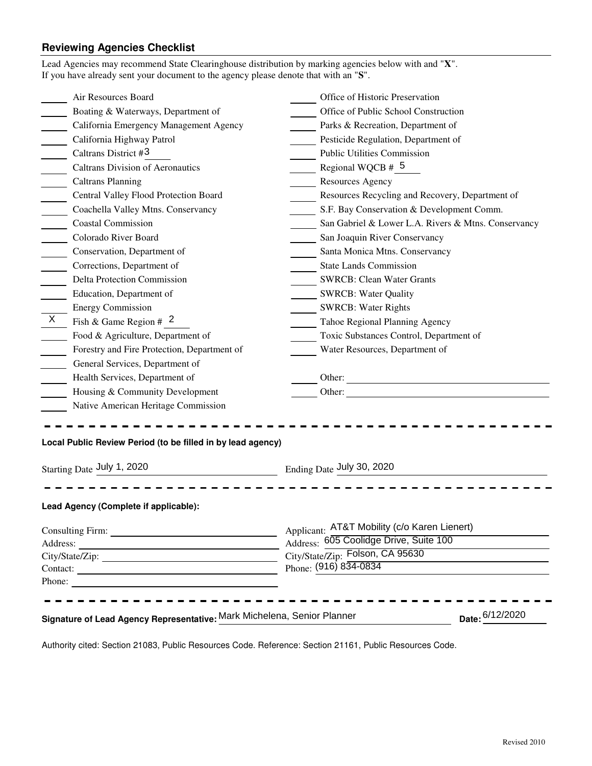## Reviewing Agencies Checklist

Lead Agencies may recommend State Clearinghouse distribution by marking agencies below with and "**X**".
If you have already sent your document to the agency please denote that with an "**S**".

| | | | |
|---|---|---|---|
| ____ | Air Resources Board | ____ | Office of Historic Preservation |
| ____ | Boating & Waterways, Department of | ____ | Office of Public School Construction |
| ____ | California Emergency Management Agency | ____ | Parks & Recreation, Department of |
| ____ | California Highway Patrol | ____ | Pesticide Regulation, Department of |
| ____ | Caltrans District # 3 | ____ | Public Utilities Commission |
| ____ | Caltrans Division of Aeronautics | ____ | Regional WQCB # 5 |
| ____ | Caltrans Planning | ____ | Resources Agency |
| ____ | Central Valley Flood Protection Board | ____ | Resources Recycling and Recovery, Department of |
| ____ | Coachella Valley Mtns. Conservancy | ____ | S.F. Bay Conservation & Development Comm. |
| ____ | Coastal Commission | ____ | San Gabriel & Lower L.A. Rivers & Mtns. Conservancy |
| ____ | Colorado River Board | ____ | San Joaquin River Conservancy |
| ____ | Conservation, Department of | ____ | Santa Monica Mtns. Conservancy |
| ____ | Corrections, Department of | ____ | State Lands Commission |
| ____ | Delta Protection Commission | ____ | SWRCB: Clean Water Grants |
| ____ | Education, Department of | ____ | SWRCB: Water Quality |
| ____ | Energy Commission | ____ | SWRCB: Water Rights |
| X | Fish & Game Region # 2 | ____ | Tahoe Regional Planning Agency |
| ____ | Food & Agriculture, Department of | ____ | Toxic Substances Control, Department of |
| ____ | Forestry and Fire Protection, Department of | ____ | Water Resources, Department of |
| ____ | General Services, Department of | | |
| ____ | Health Services, Department of | ____ | Other: |
| ____ | Housing & Community Development | ____ | Other: |
| ____ | Native American Heritage Commission | | |

---

**Local Public Review Period (to be filled in by lead agency)**

Starting Date July 1, 2020 Ending Date July 30, 2020

---

**Lead Agency (Complete if applicable):**

Consulting Firm:
Address:
City/State/Zip:
Contact:
Phone:

Applicant: AT&T Mobility (c/o Karen Lienert)
Address: 605 Coolidge Drive, Suite 100
City/State/Zip: Folson, CA 95630
Phone: (916) 834-0834

---

**Signature of Lead Agency Representative:** Mark Michelena, Senior Planner **Date:** 6/12/2020

Authority cited: Section 21083, Public Resources Code. Reference: Section 21161, Public Resources Code.

Revised 2010